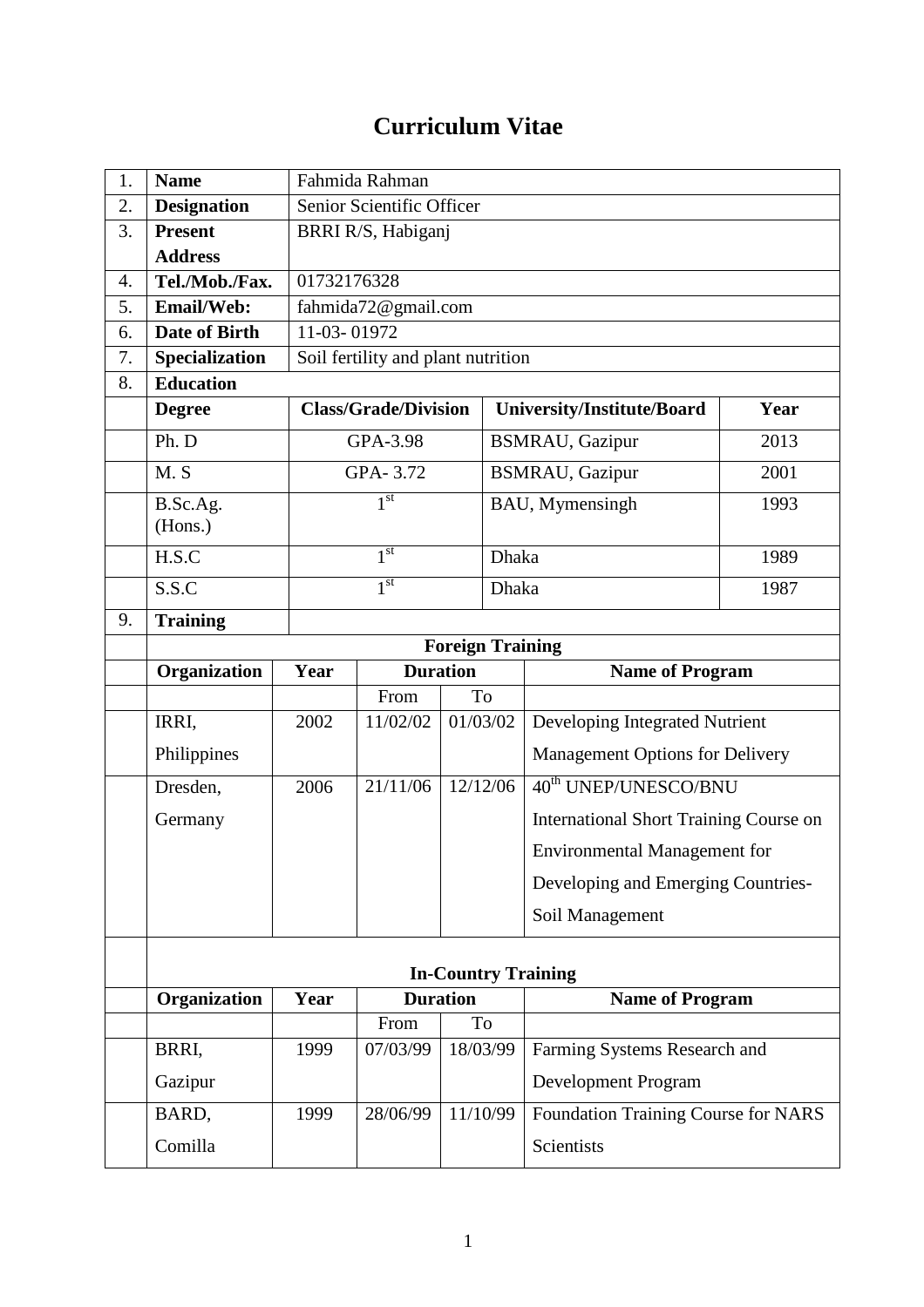# Curriculum Vitae

| 1. | **Name** | Fahmida Rahman | | |
|---|---|---|---|---|
| 2. | **Designation** | Senior Scientific Officer | | |
| 3. | **Present Address** | BRRI R/S, Habiganj | | |
| 4. | **Tel./Mob./Fax.** | 01732176328 | | |
| 5. | **Email/Web:** | fahmida72@gmail.com | | |
| 6. | **Date of Birth** | 11-03- 01972 | | |
| 7. | **Specialization** | Soil fertility and plant nutrition | | |
| 8. | **Education** | | | |
| | **Degree** | **Class/Grade/Division** | **University/Institute/Board** | **Year** |
| | Ph. D | GPA-3.98 | BSMRAU, Gazipur | 2013 |
| | M. S | GPA- 3.72 | BSMRAU, Gazipur | 2001 |
| | B.Sc.Ag. (Hons.) | 1st | BAU, Mymensingh | 1993 |
| | H.S.C | 1st | Dhaka | 1989 |
| | S.S.C | 1st | Dhaka | 1987 |
| 9. | **Training** | | | |

**Foreign Training**

| Organization | Year | Duration | | Name of Program |
|---|---|---|---|---|
| | | From | To | |
| IRRI, Philippines | 2002 | 11/02/02 | 01/03/02 | Developing Integrated Nutrient Management Options for Delivery |
| Dresden, Germany | 2006 | 21/11/06 | 12/12/06 | 40th UNEP/UNESCO/BNU International Short Training Course on Environmental Management for Developing and Emerging Countries-Soil Management |

**In-Country Training**

| Organization | Year | Duration | | Name of Program |
|---|---|---|---|---|
| | | From | To | |
| BRRI, Gazipur | 1999 | 07/03/99 | 18/03/99 | Farming Systems Research and Development Program |
| BARD, Comilla | 1999 | 28/06/99 | 11/10/99 | Foundation Training Course for NARS Scientists |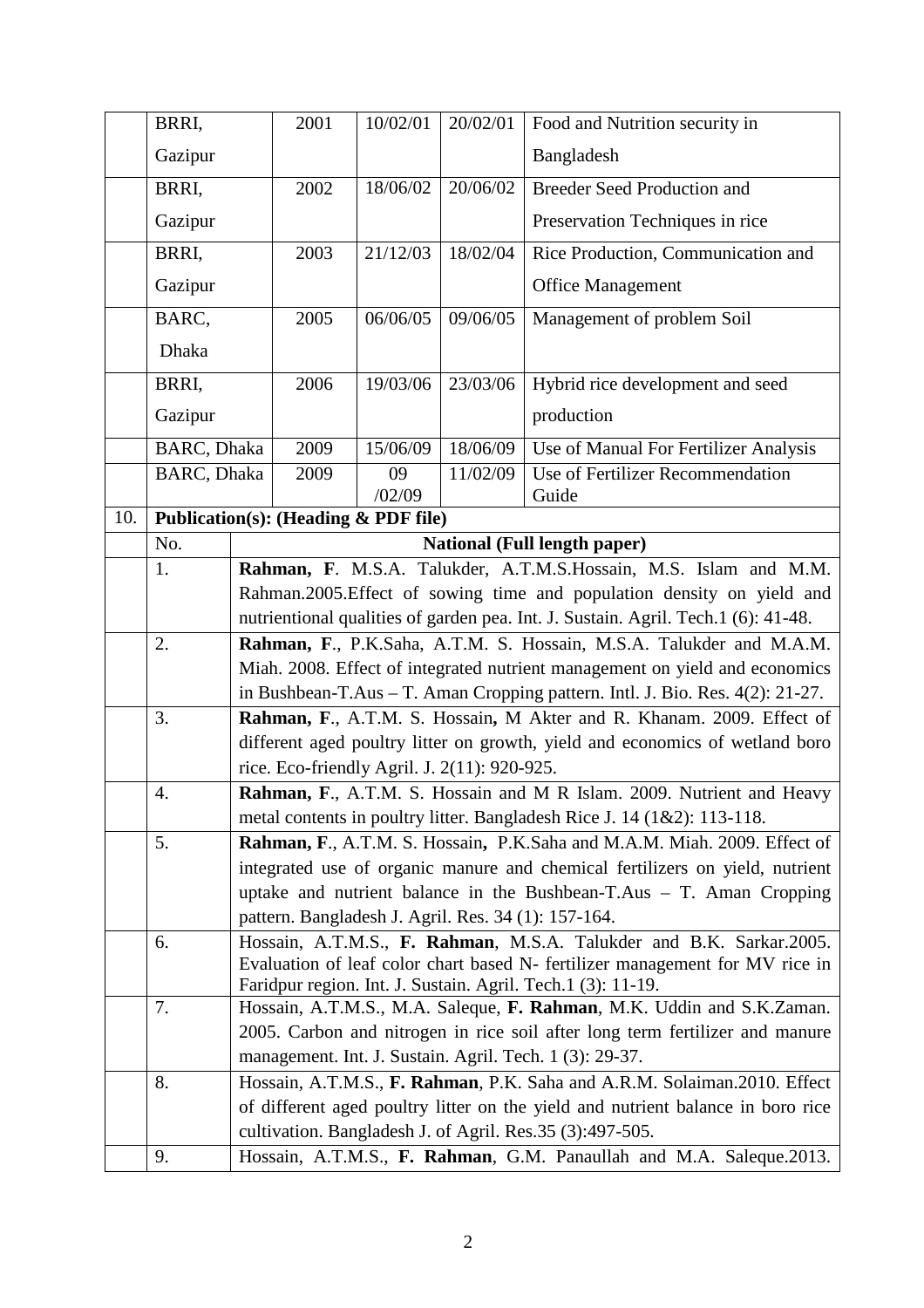|  | BRRI, Gazipur | 2001 | 10/02/01 | 20/02/01 | Food and Nutrition security in Bangladesh |
|---|---|---|---|---|---|
|  | BRRI, Gazipur | 2002 | 18/06/02 | 20/06/02 | Breeder Seed Production and Preservation Techniques in rice |
|  | BRRI, Gazipur | 2003 | 21/12/03 | 18/02/04 | Rice Production, Communication and Office Management |
|  | BARC, Dhaka | 2005 | 06/06/05 | 09/06/05 | Management of problem Soil |
|  | BRRI, Gazipur | 2006 | 19/03/06 | 23/03/06 | Hybrid rice development and seed production |
|  | BARC, Dhaka | 2009 | 15/06/09 | 18/06/09 | Use of Manual For Fertilizer Analysis |
|  | BARC, Dhaka | 2009 | 09 /02/09 | 11/02/09 | Use of Fertilizer Recommendation Guide |

| 10. | **Publication(s): (Heading & PDF file)** |
|---|---|
| No. | **National (Full length paper)** |
| 1. | **Rahman, F**. M.S.A. Talukder, A.T.M.S.Hossain, M.S. Islam and M.M. Rahman.2005.Effect of sowing time and population density on yield and nutrientional qualities of garden pea. Int. J. Sustain. Agril. Tech.1 (6): 41-48. |
| 2. | **Rahman, F**., P.K.Saha, A.T.M. S. Hossain, M.S.A. Talukder and M.A.M. Miah. 2008. Effect of integrated nutrient management on yield and economics in Bushbean-T.Aus – T. Aman Cropping pattern. Intl. J. Bio. Res. 4(2): 21-27. |
| 3. | **Rahman, F**., A.T.M. S. Hossain**,** M Akter and R. Khanam. 2009. Effect of different aged poultry litter on growth, yield and economics of wetland boro rice. Eco-friendly Agril. J. 2(11): 920-925. |
| 4. | **Rahman, F**., A.T.M. S. Hossain and M R Islam. 2009. Nutrient and Heavy metal contents in poultry litter. Bangladesh Rice J. 14 (1&2): 113-118. |
| 5. | **Rahman, F**., A.T.M. S. Hossain**,** P.K.Saha and M.A.M. Miah. 2009. Effect of integrated use of organic manure and chemical fertilizers on yield, nutrient uptake and nutrient balance in the Bushbean-T.Aus – T. Aman Cropping pattern. Bangladesh J. Agril. Res. 34 (1): 157-164. |
| 6. | Hossain, A.T.M.S., **F. Rahman**, M.S.A. Talukder and B.K. Sarkar.2005. Evaluation of leaf color chart based N- fertilizer management for MV rice in Faridpur region. Int. J. Sustain. Agril. Tech.1 (3): 11-19. |
| 7. | Hossain, A.T.M.S., M.A. Saleque, **F. Rahman**, M.K. Uddin and S.K.Zaman. 2005. Carbon and nitrogen in rice soil after long term fertilizer and manure management. Int. J. Sustain. Agril. Tech. 1 (3): 29-37. |
| 8. | Hossain, A.T.M.S., **F. Rahman**, P.K. Saha and A.R.M. Solaiman.2010. Effect of different aged poultry litter on the yield and nutrient balance in boro rice cultivation. Bangladesh J. of Agril. Res.35 (3):497-505. |
| 9. | Hossain, A.T.M.S., **F. Rahman**, G.M. Panaullah and M.A. Saleque.2013. |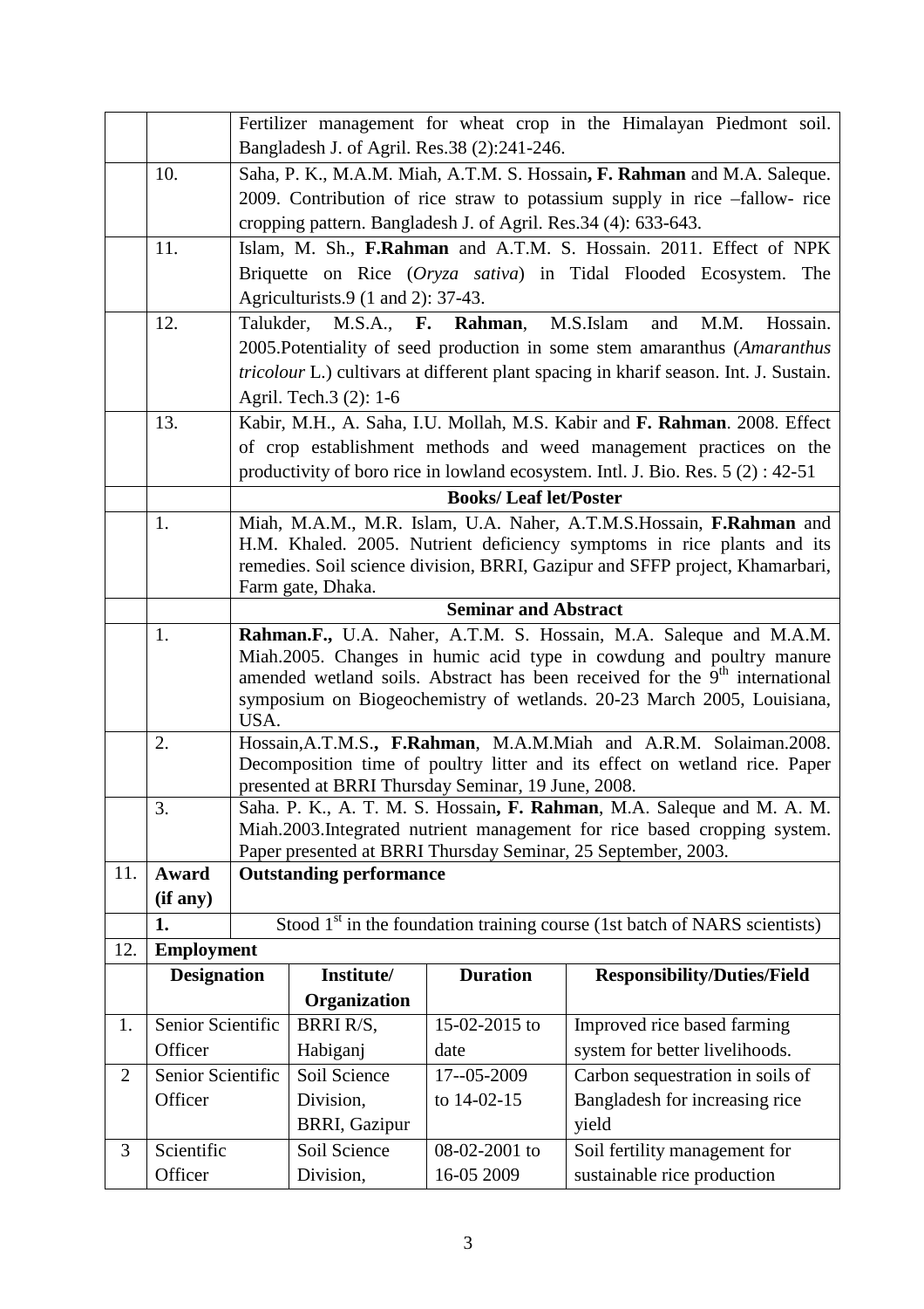|  |  | Fertilizer management for wheat crop in the Himalayan Piedmont soil. Bangladesh J. of Agril. Res.38 (2):241-246. |
|---|---|---|
|  | 10. | Saha, P. K., M.A.M. Miah, A.T.M. S. Hossain**, F. Rahman** and M.A. Saleque. 2009. Contribution of rice straw to potassium supply in rice –fallow- rice cropping pattern. Bangladesh J. of Agril. Res.34 (4): 633-643. |
|  | 11. | Islam, M. Sh., **F.Rahman** and A.T.M. S. Hossain. 2011. Effect of NPK Briquette on Rice (*Oryza sativa*) in Tidal Flooded Ecosystem. The Agriculturists.9 (1 and 2): 37-43. |
|  | 12. | Talukder, M.S.A., **F. Rahman**, M.S.Islam and M.M. Hossain. 2005.Potentiality of seed production in some stem amaranthus (*Amaranthus tricolour* L.) cultivars at different plant spacing in kharif season. Int. J. Sustain. Agril. Tech.3 (2): 1-6 |
|  | 13. | Kabir, M.H., A. Saha, I.U. Mollah, M.S. Kabir and **F. Rahman**. 2008. Effect of crop establishment methods and weed management practices on the productivity of boro rice in lowland ecosystem. Intl. J. Bio. Res. 5 (2) : 42-51 |
|  |  | **Books/ Leaf let/Poster** |
|  | 1. | Miah, M.A.M., M.R. Islam, U.A. Naher, A.T.M.S.Hossain, **F.Rahman** and H.M. Khaled. 2005. Nutrient deficiency symptoms in rice plants and its remedies. Soil science division, BRRI, Gazipur and SFFP project, Khamarbari, Farm gate, Dhaka. |
|  |  | **Seminar and Abstract** |
|  | 1. | **Rahman.F.,** U.A. Naher, A.T.M. S. Hossain, M.A. Saleque and M.A.M. Miah.2005. Changes in humic acid type in cowdung and poultry manure amended wetland soils. Abstract has been received for the 9$^{th}$ international symposium on Biogeochemistry of wetlands. 20-23 March 2005, Louisiana, USA. |
|  | 2. | Hossain,A.T.M.S.**, F.Rahman**, M.A.M.Miah and A.R.M. Solaiman.2008. Decomposition time of poultry litter and its effect on wetland rice. Paper presented at BRRI Thursday Seminar, 19 June, 2008. |
|  | 3. | Saha. P. K., A. T. M. S. Hossain**, F. Rahman**, M.A. Saleque and M. A. M. Miah.2003.Integrated nutrient management for rice based cropping system. Paper presented at BRRI Thursday Seminar, 25 September, 2003. |
| 11. | **Award (if any)** | **Outstanding performance** |
|  | **1.** | Stood 1$^{st}$ in the foundation training course (1st batch of NARS scientists) |

| 12. | **Employment** | | | |
|---|---|---|---|---|
|  | **Designation** | **Institute/ Organization** | **Duration** | **Responsibility/Duties/Field** |
| 1. | Senior Scientific Officer | BRRI R/S, Habiganj | 15-02-2015 to date | Improved rice based farming system for better livelihoods. |
| 2 | Senior Scientific Officer | Soil Science Division, BRRI, Gazipur | 17--05-2009 to 14-02-15 | Carbon sequestration in soils of Bangladesh for increasing rice yield |
| 3 | Scientific Officer | Soil Science Division, | 08-02-2001 to 16-05 2009 | Soil fertility management for sustainable rice production |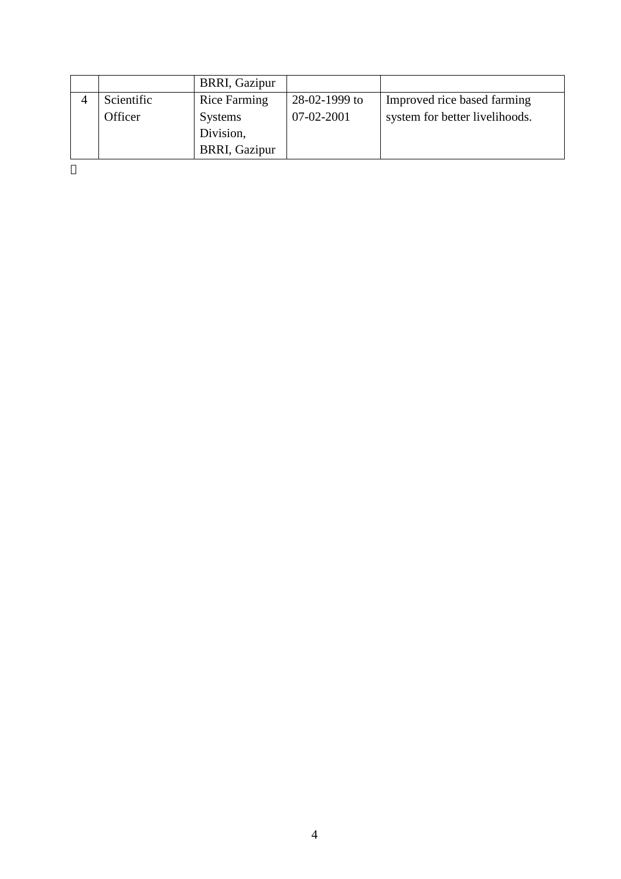| | | | | |
|---|---|---|---|---|
| | | BRRI, Gazipur | | |
| 4 | Scientific Officer | Rice Farming Systems Division, BRRI, Gazipur | 28-02-1999 to 07-02-2001 | Improved rice based farming system for better livelihoods. |